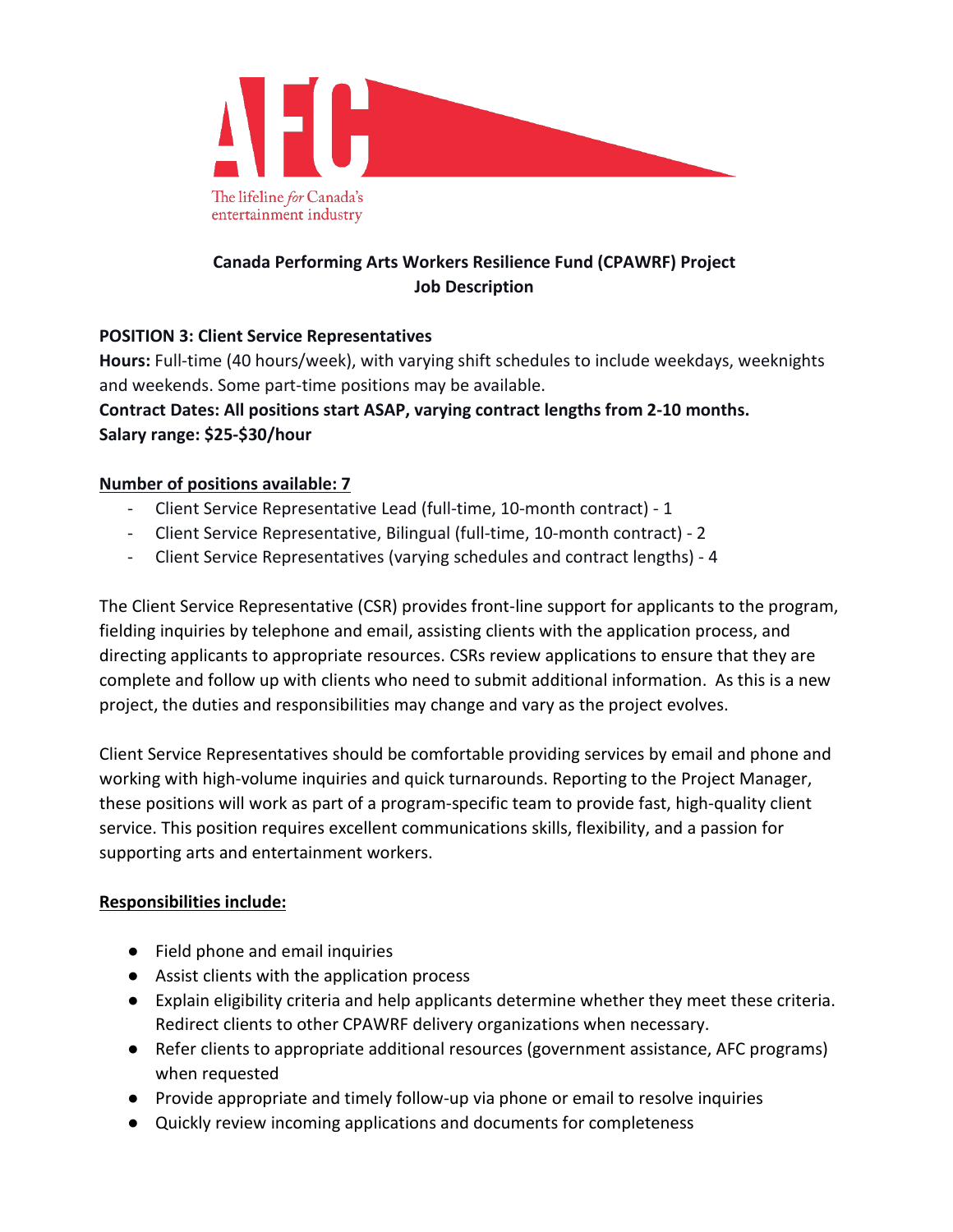AFC

The lifeline *for* Canada's entertainment industry

**Canada Performing Arts Workers Resilience Fund (CPAWRF) Project**
**Job Description**

**POSITION 3: Client Service Representatives**

**Hours:** Full-time (40 hours/week), with varying shift schedules to include weekdays, weeknights and weekends. Some part-time positions may be available.

**Contract Dates: All positions start ASAP, varying contract lengths from 2-10 months.**

**Salary range: $25-$30/hour**

**Number of positions available: 7**

- Client Service Representative Lead (full-time, 10-month contract) - 1
- Client Service Representative, Bilingual (full-time, 10-month contract) - 2
- Client Service Representatives (varying schedules and contract lengths) - 4

The Client Service Representative (CSR) provides front-line support for applicants to the program, fielding inquiries by telephone and email, assisting clients with the application process, and directing applicants to appropriate resources. CSRs review applications to ensure that they are complete and follow up with clients who need to submit additional information. As this is a new project, the duties and responsibilities may change and vary as the project evolves.

Client Service Representatives should be comfortable providing services by email and phone and working with high-volume inquiries and quick turnarounds. Reporting to the Project Manager, these positions will work as part of a program-specific team to provide fast, high-quality client service. This position requires excellent communications skills, flexibility, and a passion for supporting arts and entertainment workers.

**Responsibilities include:**

- Field phone and email inquiries
- Assist clients with the application process
- Explain eligibility criteria and help applicants determine whether they meet these criteria. Redirect clients to other CPAWRF delivery organizations when necessary.
- Refer clients to appropriate additional resources (government assistance, AFC programs) when requested
- Provide appropriate and timely follow-up via phone or email to resolve inquiries
- Quickly review incoming applications and documents for completeness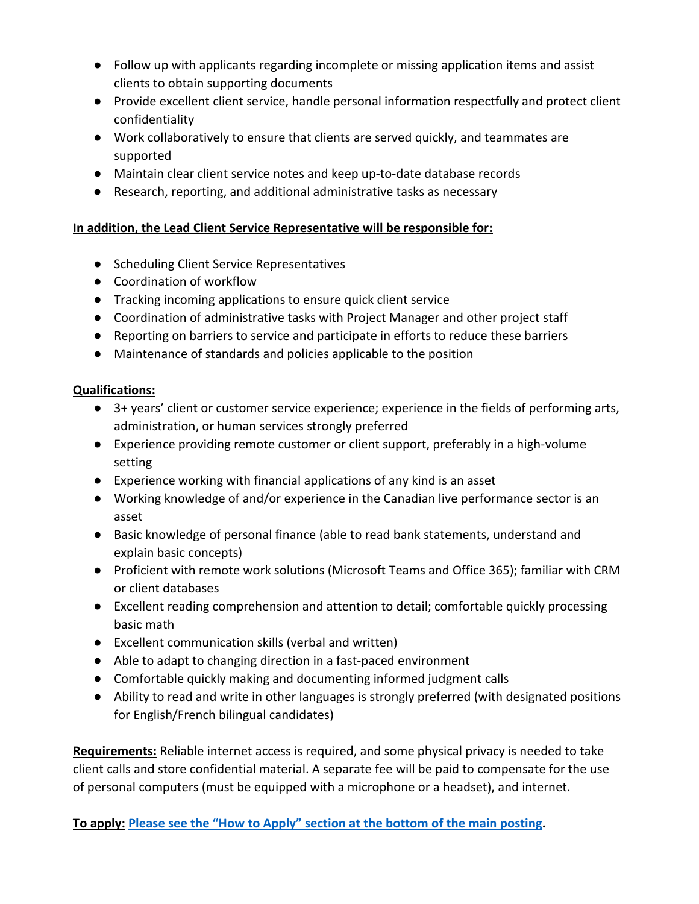- Follow up with applicants regarding incomplete or missing application items and assist clients to obtain supporting documents
- Provide excellent client service, handle personal information respectfully and protect client confidentiality
- Work collaboratively to ensure that clients are served quickly, and teammates are supported
- Maintain clear client service notes and keep up-to-date database records
- Research, reporting, and additional administrative tasks as necessary

**<u>In addition, the Lead Client Service Representative will be responsible for:</u>**

- Scheduling Client Service Representatives
- Coordination of workflow
- Tracking incoming applications to ensure quick client service
- Coordination of administrative tasks with Project Manager and other project staff
- Reporting on barriers to service and participate in efforts to reduce these barriers
- Maintenance of standards and policies applicable to the position

**<u>Qualifications:</u>**

- 3+ years' client or customer service experience; experience in the fields of performing arts, administration, or human services strongly preferred
- Experience providing remote customer or client support, preferably in a high-volume setting
- Experience working with financial applications of any kind is an asset
- Working knowledge of and/or experience in the Canadian live performance sector is an asset
- Basic knowledge of personal finance (able to read bank statements, understand and explain basic concepts)
- Proficient with remote work solutions (Microsoft Teams and Office 365); familiar with CRM or client databases
- Excellent reading comprehension and attention to detail; comfortable quickly processing basic math
- Excellent communication skills (verbal and written)
- Able to adapt to changing direction in a fast-paced environment
- Comfortable quickly making and documenting informed judgment calls
- Ability to read and write in other languages is strongly preferred (with designated positions for English/French bilingual candidates)

**<u>Requirements:</u>** Reliable internet access is required, and some physical privacy is needed to take client calls and store confidential material. A separate fee will be paid to compensate for the use of personal computers (must be equipped with a microphone or a headset), and internet.

**<u>To apply:</u> Please see the "How to Apply" section at the bottom of the main posting.**